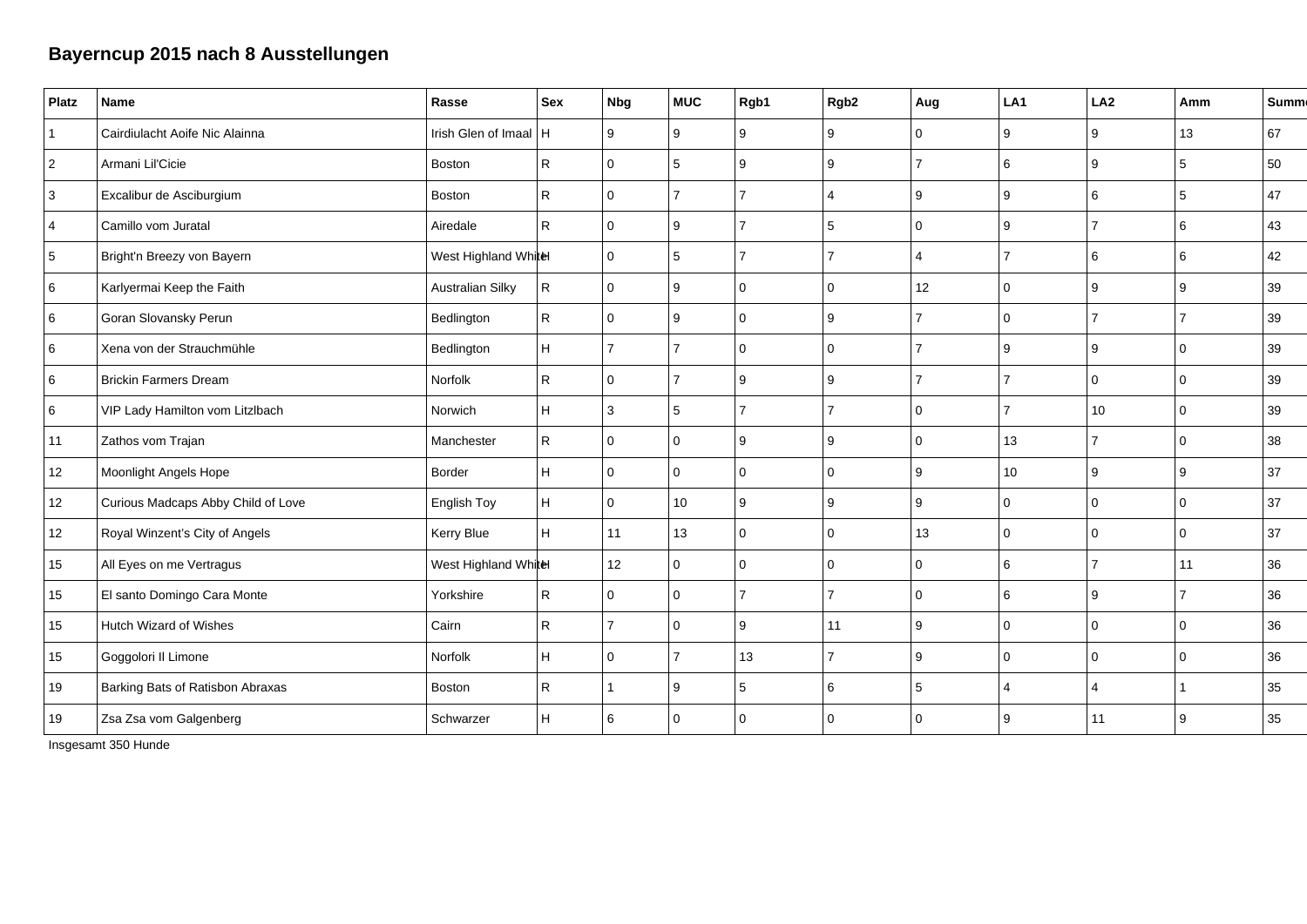# Bayerncup 2015 nach 8 Ausstellungen

| Platz | Name | Rasse | Sex | Nbg | MUC | Rgb1 | Rgb2 | Aug | LA1 | LA2 | Amm | Summe |
|---|---|---|---|---|---|---|---|---|---|---|---|---|
| 1 | Cairdiulacht Aoife Nic Alainna | Irish Glen of Imaal | H | 9 | 9 | 9 | 9 | 0 | 9 | 9 | 13 | 67 |
| 2 | Armani Lil'Cicie | Boston | R | 0 | 5 | 9 | 9 | 7 | 6 | 9 | 5 | 50 |
| 3 | Excalibur de Asciburgium | Boston | R | 0 | 7 | 7 | 4 | 9 | 9 | 6 | 5 | 47 |
| 4 | Camillo vom Juratal | Airedale | R | 0 | 9 | 7 | 5 | 0 | 9 | 7 | 6 | 43 |
| 5 | Bright'n Breezy von Bayern | West Highland White | H | 0 | 5 | 7 | 7 | 4 | 7 | 6 | 6 | 42 |
| 6 | Karlyermai Keep the Faith | Australian Silky | R | 0 | 9 | 0 | 0 | 12 | 0 | 9 | 9 | 39 |
| 6 | Goran Slovansky Perun | Bedlington | R | 0 | 9 | 0 | 9 | 7 | 0 | 7 | 7 | 39 |
| 6 | Xena von der Strauchmühle | Bedlington | H | 7 | 7 | 0 | 0 | 7 | 9 | 9 | 0 | 39 |
| 6 | Brickin Farmers Dream | Norfolk | R | 0 | 7 | 9 | 9 | 7 | 7 | 0 | 0 | 39 |
| 6 | VIP Lady Hamilton vom Litzlbach | Norwich | H | 3 | 5 | 7 | 7 | 0 | 7 | 10 | 0 | 39 |
| 11 | Zathos vom Trajan | Manchester | R | 0 | 0 | 9 | 9 | 0 | 13 | 7 | 0 | 38 |
| 12 | Moonlight Angels Hope | Border | H | 0 | 0 | 0 | 0 | 9 | 10 | 9 | 9 | 37 |
| 12 | Curious Madcaps Abby Child of Love | English Toy | H | 0 | 10 | 9 | 9 | 9 | 0 | 0 | 0 | 37 |
| 12 | Royal Winzent's City of Angels | Kerry Blue | H | 11 | 13 | 0 | 0 | 13 | 0 | 0 | 0 | 37 |
| 15 | All Eyes on me Vertragus | West Highland White | H | 12 | 0 | 0 | 0 | 0 | 6 | 7 | 11 | 36 |
| 15 | El santo Domingo Cara Monte | Yorkshire | R | 0 | 0 | 7 | 7 | 0 | 6 | 9 | 7 | 36 |
| 15 | Hutch Wizard of Wishes | Cairn | R | 7 | 0 | 9 | 11 | 9 | 0 | 0 | 0 | 36 |
| 15 | Goggolori Il Limone | Norfolk | H | 0 | 7 | 13 | 7 | 9 | 0 | 0 | 0 | 36 |
| 19 | Barking Bats of Ratisbon Abraxas | Boston | R | 1 | 9 | 5 | 6 | 5 | 4 | 4 | 1 | 35 |
| 19 | Zsa Zsa vom Galgenberg | Schwarzer | H | 6 | 0 | 0 | 0 | 0 | 9 | 11 | 9 | 35 |

Insgesamt 350 Hunde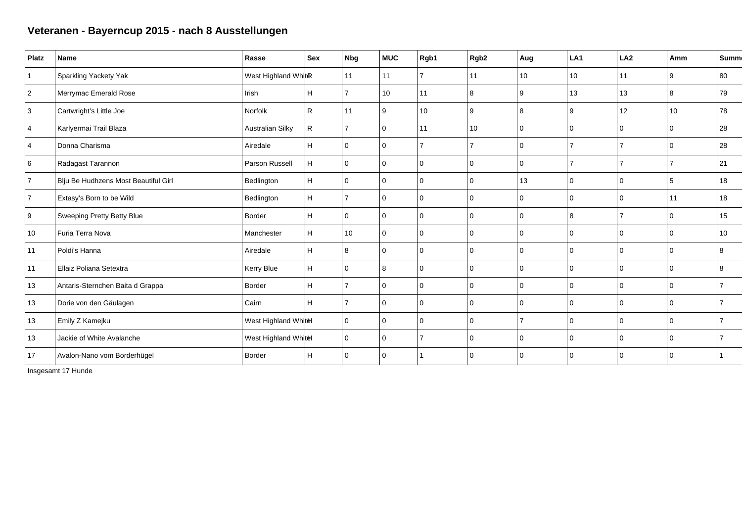# Veteranen - Bayerncup 2015 - nach 8 Ausstellungen

| Platz | Name | Rasse | Sex | Nbg | MUC | Rgb1 | Rgb2 | Aug | LA1 | LA2 | Amm | Summe |
|---|---|---|---|---|---|---|---|---|---|---|---|---|
| 1 | Sparkling Yackety Yak | West Highland White | R | 11 | 11 | 7 | 11 | 10 | 10 | 11 | 9 | 80 |
| 2 | Merrymac Emerald Rose | Irish | H | 7 | 10 | 11 | 8 | 9 | 13 | 13 | 8 | 79 |
| 3 | Cartwright's Little Joe | Norfolk | R | 11 | 9 | 10 | 9 | 8 | 9 | 12 | 10 | 78 |
| 4 | Karlyermai Trail Blaza | Australian Silky | R | 7 | 0 | 11 | 10 | 0 | 0 | 0 | 0 | 28 |
| 4 | Donna Charisma | Airedale | H | 0 | 0 | 7 | 7 | 0 | 7 | 7 | 0 | 28 |
| 6 | Radagast Tarannon | Parson Russell | H | 0 | 0 | 0 | 0 | 0 | 7 | 7 | 7 | 21 |
| 7 | Blju Be Hudhzens Most Beautiful Girl | Bedlington | H | 0 | 0 | 0 | 0 | 13 | 0 | 0 | 5 | 18 |
| 7 | Extasy's Born to be Wild | Bedlington | H | 7 | 0 | 0 | 0 | 0 | 0 | 0 | 11 | 18 |
| 9 | Sweeping Pretty Betty Blue | Border | H | 0 | 0 | 0 | 0 | 0 | 8 | 7 | 0 | 15 |
| 10 | Furia Terra Nova | Manchester | H | 10 | 0 | 0 | 0 | 0 | 0 | 0 | 0 | 10 |
| 11 | Poldi's Hanna | Airedale | H | 8 | 0 | 0 | 0 | 0 | 0 | 0 | 0 | 8 |
| 11 | Ellaiz Poliana Setextra | Kerry Blue | H | 0 | 8 | 0 | 0 | 0 | 0 | 0 | 0 | 8 |
| 13 | Antaris-Sternchen Baita d Grappa | Border | H | 7 | 0 | 0 | 0 | 0 | 0 | 0 | 0 | 7 |
| 13 | Dorie von den Gäulagen | Cairn | H | 7 | 0 | 0 | 0 | 0 | 0 | 0 | 0 | 7 |
| 13 | Emily Z Kamejku | West Highland White | H | 0 | 0 | 0 | 0 | 7 | 0 | 0 | 0 | 7 |
| 13 | Jackie of White Avalanche | West Highland White | H | 0 | 0 | 7 | 0 | 0 | 0 | 0 | 0 | 7 |
| 17 | Avalon-Nano vom Borderhügel | Border | H | 0 | 0 | 1 | 0 | 0 | 0 | 0 | 0 | 1 |

Insgesamt 17 Hunde